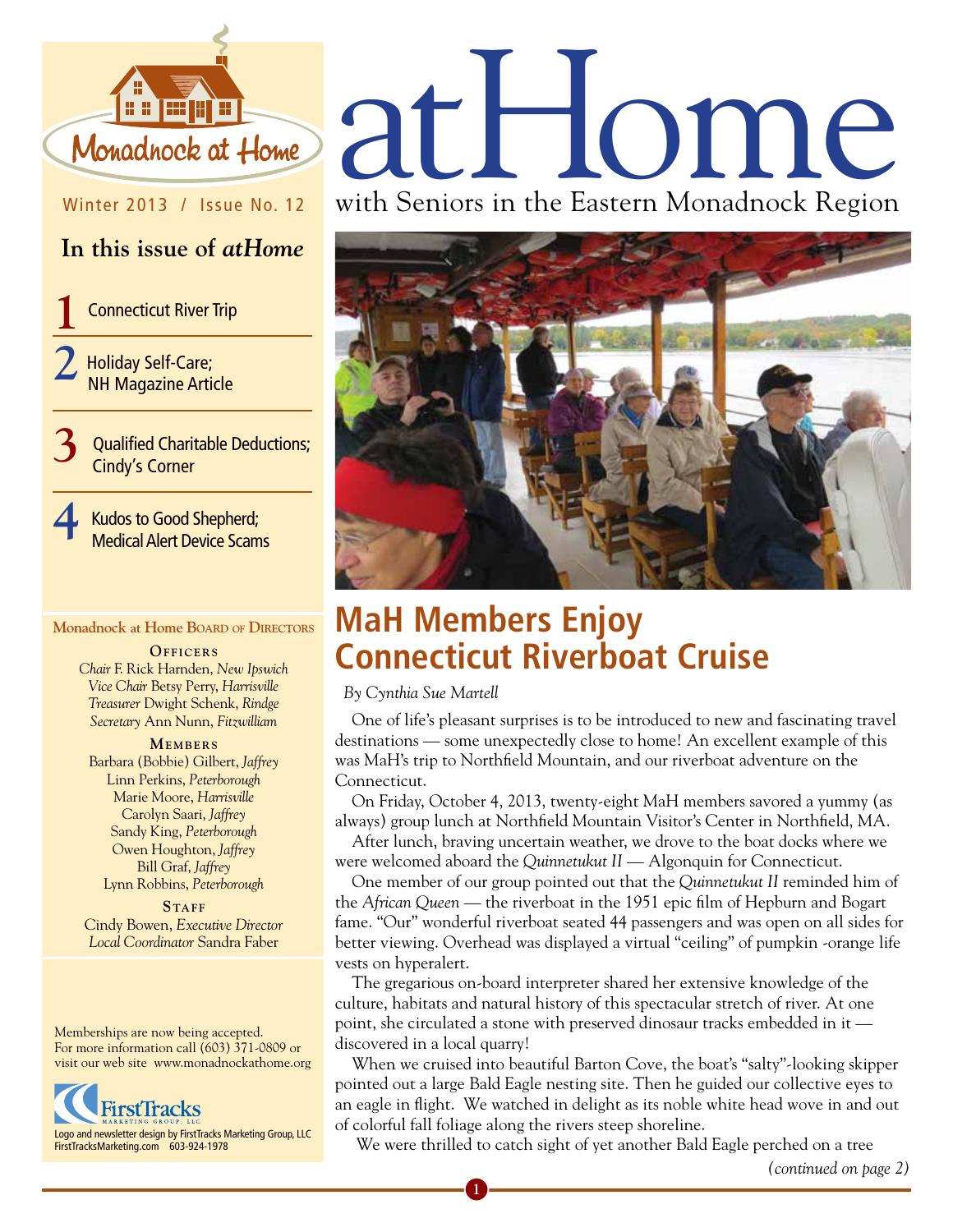Monadnock at Home

Winter 2013 / Issue No. 12

# atHome

with Seniors in the Eastern Monadnock Region

## In this issue of *atHome*

1. Connecticut River Trip
2. Holiday Self-Care; NH Magazine Article
3. Qualified Charitable Deductions; Cindy's Corner
4. Kudos to Good Shepherd; Medical Alert Device Scams

**Monadnock at Home Board of Directors**

**Officers**

*Chair* F. Rick Harnden, *New Ipswich*
*Vice Chair* Betsy Perry, *Harrisville*
*Treasurer* Dwight Schenk, *Rindge*
*Secretary* Ann Nunn, *Fitzwilliam*

**Members**

Barbara (Bobbie) Gilbert, *Jaffrey*
Linn Perkins, *Peterborough*
Marie Moore, *Harrisville*
Carolyn Saari, *Jaffrey*
Sandy King, *Peterborough*
Owen Houghton, *Jaffrey*
Bill Graf, *Jaffrey*
Lynn Robbins, *Peterborough*

**Staff**

Cindy Bowen, *Executive Director*
*Local Coordinator* Sandra Faber

Memberships are now being accepted. For more information call (603) 371-0809 or visit our web site www.monadnockathome.org

FirstTracks Marketing Group, LLC
Logo and newsletter design by FirstTracks Marketing Group, LLC
FirstTracksMarketing.com 603-924-1978

# MaH Members Enjoy Connecticut Riverboat Cruise

*By Cynthia Sue Martell*

One of life's pleasant surprises is to be introduced to new and fascinating travel destinations — some unexpectedly close to home! An excellent example of this was MaH's trip to Northfield Mountain, and our riverboat adventure on the Connecticut.

On Friday, October 4, 2013, twenty-eight MaH members savored a yummy (as always) group lunch at Northfield Mountain Visitor's Center in Northfield, MA.

After lunch, braving uncertain weather, we drove to the boat docks where we were welcomed aboard the *Quinnetukut II* — Algonquin for Connecticut.

One member of our group pointed out that the *Quinnetukut II* reminded him of the *African Queen* — the riverboat in the 1951 epic film of Hepburn and Bogart fame. "Our" wonderful riverboat seated 44 passengers and was open on all sides for better viewing. Overhead was displayed a virtual "ceiling" of pumpkin -orange life vests on hyperalert.

The gregarious on-board interpreter shared her extensive knowledge of the culture, habitats and natural history of this spectacular stretch of river. At one point, she circulated a stone with preserved dinosaur tracks embedded in it — discovered in a local quarry!

When we cruised into beautiful Barton Cove, the boat's "salty"-looking skipper pointed out a large Bald Eagle nesting site. Then he guided our collective eyes to an eagle in flight. We watched in delight as its noble white head wove in and out of colorful fall foliage along the rivers steep shoreline.

We were thrilled to catch sight of yet another Bald Eagle perched on a tree

*(continued on page 2)*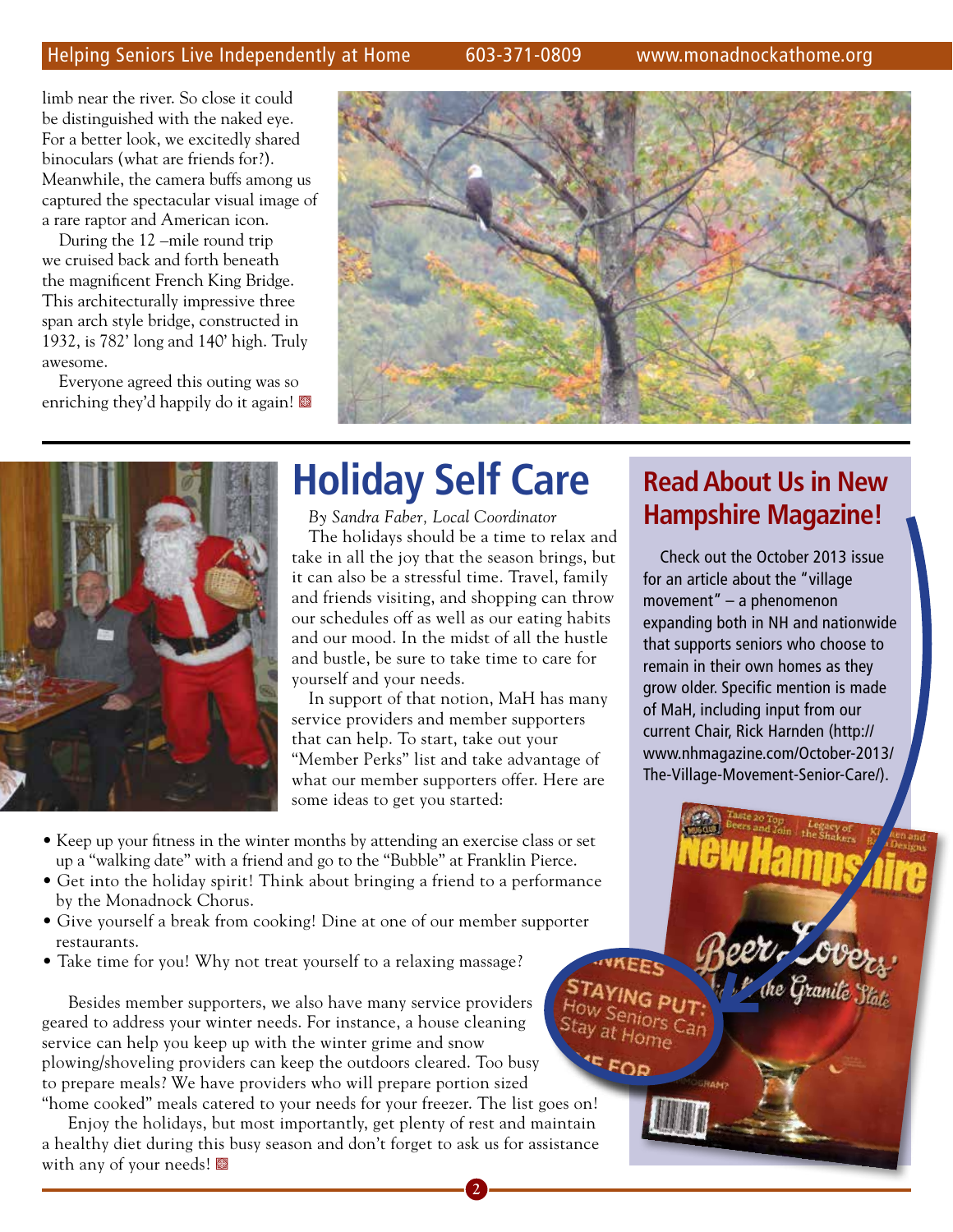limb near the river. So close it could be distinguished with the naked eye. For a better look, we excitedly shared binoculars (what are friends for?). Meanwhile, the camera buffs among us captured the spectacular visual image of a rare raptor and American icon.

During the 12 –mile round trip we cruised back and forth beneath the magnificent French King Bridge. This architecturally impressive three span arch style bridge, constructed in 1932, is 782' long and 140' high. Truly awesome.

Everyone agreed this outing was so enriching they'd happily do it again!

# Holiday Self Care

*By Sandra Faber, Local Coordinator*

The holidays should be a time to relax and take in all the joy that the season brings, but it can also be a stressful time. Travel, family and friends visiting, and shopping can throw our schedules off as well as our eating habits and our mood. In the midst of all the hustle and bustle, be sure to take time to care for yourself and your needs.

In support of that notion, MaH has many service providers and member supporters that can help. To start, take out your "Member Perks" list and take advantage of what our member supporters offer. Here are some ideas to get you started:

- Keep up your fitness in the winter months by attending an exercise class or set up a "walking date" with a friend and go to the "Bubble" at Franklin Pierce.
- Get into the holiday spirit! Think about bringing a friend to a performance by the Monadnock Chorus.
- Give yourself a break from cooking! Dine at one of our member supporter restaurants.
- Take time for you! Why not treat yourself to a relaxing massage?

Besides member supporters, we also have many service providers geared to address your winter needs. For instance, a house cleaning service can help you keep up with the winter grime and snow plowing/shoveling providers can keep the outdoors cleared. Too busy to prepare meals? We have providers who will prepare portion sized "home cooked" meals catered to your needs for your freezer. The list goes on!

Enjoy the holidays, but most importantly, get plenty of rest and maintain a healthy diet during this busy season and don't forget to ask us for assistance with any of your needs!

## Read About Us in New Hampshire Magazine!

Check out the October 2013 issue for an article about the "village movement" – a phenomenon expanding both in NH and nationwide that supports seniors who choose to remain in their own homes as they grow older. Specific mention is made of MaH, including input from our current Chair, Rick Harnden (http://www.nhmagazine.com/October-2013/The-Village-Movement-Senior-Care/).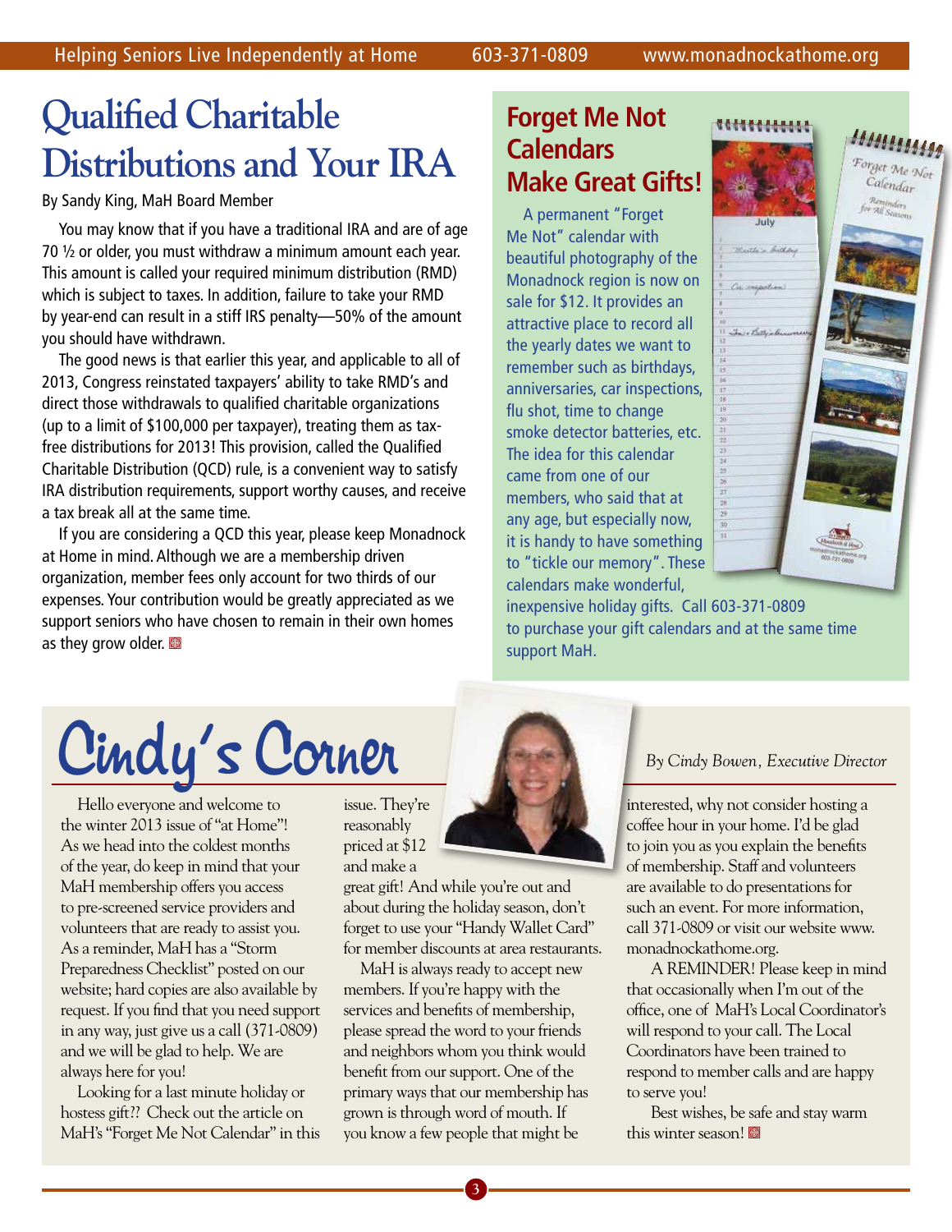# Qualified Charitable Distributions and Your IRA

By Sandy King, MaH Board Member

You may know that if you have a traditional IRA and are of age 70 ½ or older, you must withdraw a minimum amount each year. This amount is called your required minimum distribution (RMD) which is subject to taxes. In addition, failure to take your RMD by year-end can result in a stiff IRS penalty—50% of the amount you should have withdrawn.

The good news is that earlier this year, and applicable to all of 2013, Congress reinstated taxpayers' ability to take RMD's and direct those withdrawals to qualified charitable organizations (up to a limit of $100,000 per taxpayer), treating them as tax-free distributions for 2013! This provision, called the Qualified Charitable Distribution (QCD) rule, is a convenient way to satisfy IRA distribution requirements, support worthy causes, and receive a tax break all at the same time.

If you are considering a QCD this year, please keep Monadnock at Home in mind. Although we are a membership driven organization, member fees only account for two thirds of our expenses. Your contribution would be greatly appreciated as we support seniors who have chosen to remain in their own homes as they grow older.

## Forget Me Not Calendars Make Great Gifts!

A permanent "Forget Me Not" calendar with beautiful photography of the Monadnock region is now on sale for $12. It provides an attractive place to record all the yearly dates we want to remember such as birthdays, anniversaries, car inspections, flu shot, time to change smoke detector batteries, etc. The idea for this calendar came from one of our members, who said that at any age, but especially now, it is handy to have something to "tickle our memory". These calendars make wonderful, inexpensive holiday gifts. Call 603-371-0809 to purchase your gift calendars and at the same time support MaH.

# Cindy's Corner

*By Cindy Bowen, Executive Director*

Hello everyone and welcome to the winter 2013 issue of "at Home"! As we head into the coldest months of the year, do keep in mind that your MaH membership offers you access to pre-screened service providers and volunteers that are ready to assist you. As a reminder, MaH has a "Storm Preparedness Checklist" posted on our website; hard copies are also available by request. If you find that you need support in any way, just give us a call (371-0809) and we will be glad to help. We are always here for you!

Looking for a last minute holiday or hostess gift?? Check out the article on MaH's "Forget Me Not Calendar" in this issue. They're reasonably priced at $12 and make a great gift! And while you're out and about during the holiday season, don't forget to use your "Handy Wallet Card" for member discounts at area restaurants.

MaH is always ready to accept new members. If you're happy with the services and benefits of membership, please spread the word to your friends and neighbors whom you think would benefit from our support. One of the primary ways that our membership has grown is through word of mouth. If you know a few people that might be interested, why not consider hosting a coffee hour in your home. I'd be glad to join you as you explain the benefits of membership. Staff and volunteers are available to do presentations for such an event. For more information, call 371-0809 or visit our website www.monadnockathome.org.

A REMINDER! Please keep in mind that occasionally when I'm out of the office, one of MaH's Local Coordinator's will respond to your call. The Local Coordinators have been trained to respond to member calls and are happy to serve you!

Best wishes, be safe and stay warm this winter season!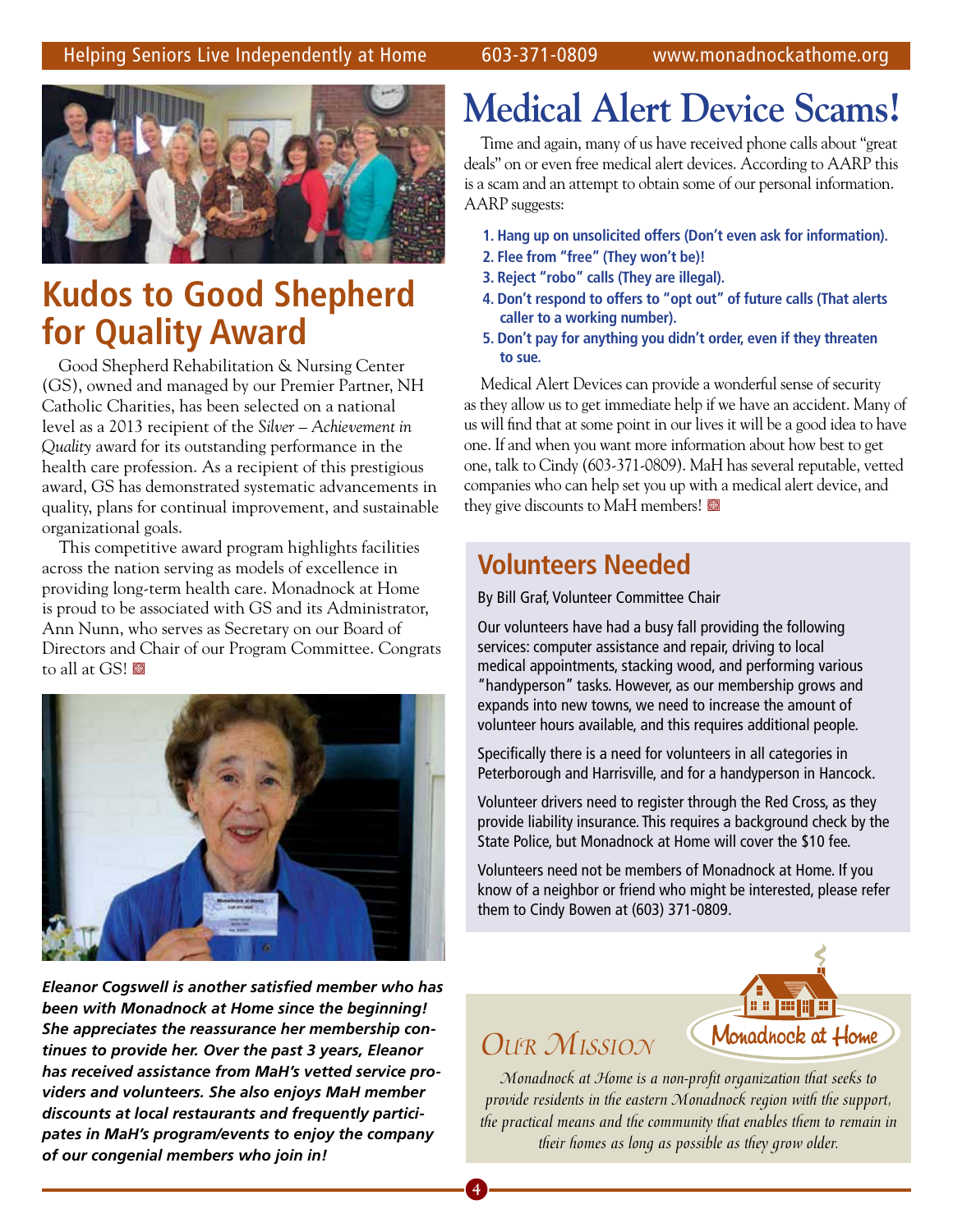# Kudos to Good Shepherd for Quality Award

Good Shepherd Rehabilitation & Nursing Center (GS), owned and managed by our Premier Partner, NH Catholic Charities, has been selected on a national level as a 2013 recipient of the *Silver – Achievement in Quality* award for its outstanding performance in the health care profession. As a recipient of this prestigious award, GS has demonstrated systematic advancements in quality, plans for continual improvement, and sustainable organizational goals.

This competitive award program highlights facilities across the nation serving as models of excellence in providing long-term health care. Monadnock at Home is proud to be associated with GS and its Administrator, Ann Nunn, who serves as Secretary on our Board of Directors and Chair of our Program Committee. Congrats to all at GS!

***Eleanor Cogswell is another satisfied member who has been with Monadnock at Home since the beginning! She appreciates the reassurance her membership continues to provide her. Over the past 3 years, Eleanor has received assistance from MaH's vetted service providers and volunteers. She also enjoys MaH member discounts at local restaurants and frequently participates in MaH's program/events to enjoy the company of our congenial members who join in!***

# Medical Alert Device Scams!

Time and again, many of us have received phone calls about "great deals" on or even free medical alert devices. According to AARP this is a scam and an attempt to obtain some of our personal information. AARP suggests:

1. **Hang up on unsolicited offers (Don't even ask for information).**
2. **Flee from "free" (They won't be)!**
3. **Reject "robo" calls (They are illegal).**
4. **Don't respond to offers to "opt out" of future calls (That alerts caller to a working number).**
5. **Don't pay for anything you didn't order, even if they threaten to sue.**

Medical Alert Devices can provide a wonderful sense of security as they allow us to get immediate help if we have an accident. Many of us will find that at some point in our lives it will be a good idea to have one. If and when you want more information about how best to get one, talk to Cindy (603-371-0809). MaH has several reputable, vetted companies who can help set you up with a medical alert device, and they give discounts to MaH members!

## Volunteers Needed

By Bill Graf, Volunteer Committee Chair

Our volunteers have had a busy fall providing the following services: computer assistance and repair, driving to local medical appointments, stacking wood, and performing various "handyperson" tasks. However, as our membership grows and expands into new towns, we need to increase the amount of volunteer hours available, and this requires additional people.

Specifically there is a need for volunteers in all categories in Peterborough and Harrisville, and for a handyperson in Hancock.

Volunteer drivers need to register through the Red Cross, as they provide liability insurance. This requires a background check by the State Police, but Monadnock at Home will cover the $10 fee.

Volunteers need not be members of Monadnock at Home. If you know of a neighbor or friend who might be interested, please refer them to Cindy Bowen at (603) 371-0809.

## *Our Mission*

Monadnock at Home

*Monadnock at Home is a non-profit organization that seeks to provide residents in the eastern Monadnock region with the support, the practical means and the community that enables them to remain in their homes as long as possible as they grow older.*